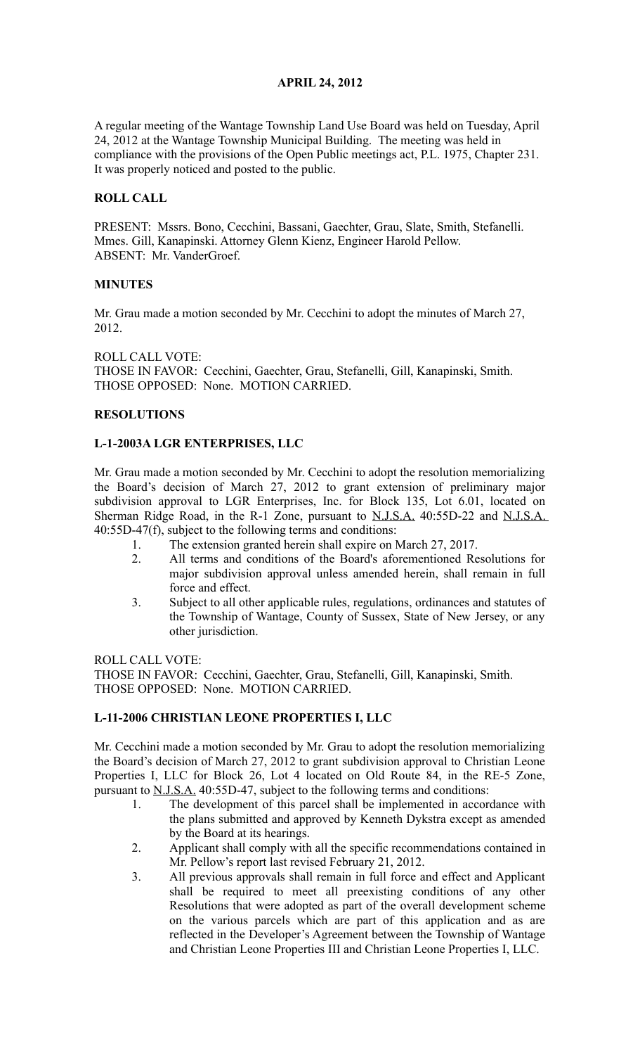**APRIL 24, 2012**

A regular meeting of the Wantage Township Land Use Board was held on Tuesday, April 24, 2012 at the Wantage Township Municipal Building. The meeting was held in compliance with the provisions of the Open Public meetings act, P.L. 1975, Chapter 231. It was properly noticed and posted to the public.

**ROLL CALL**

PRESENT: Mssrs. Bono, Cecchini, Bassani, Gaechter, Grau, Slate, Smith, Stefanelli. Mmes. Gill, Kanapinski. Attorney Glenn Kienz, Engineer Harold Pellow.
ABSENT: Mr. VanderGroef.

**MINUTES**

Mr. Grau made a motion seconded by Mr. Cecchini to adopt the minutes of March 27, 2012.

ROLL CALL VOTE:
THOSE IN FAVOR: Cecchini, Gaechter, Grau, Stefanelli, Gill, Kanapinski, Smith.
THOSE OPPOSED: None. MOTION CARRIED.

**RESOLUTIONS**

**L-1-2003A LGR ENTERPRISES, LLC**

Mr. Grau made a motion seconded by Mr. Cecchini to adopt the resolution memorializing the Board's decision of March 27, 2012 to grant extension of preliminary major subdivision approval to LGR Enterprises, Inc. for Block 135, Lot 6.01, located on Sherman Ridge Road, in the R-1 Zone, pursuant to N.J.S.A. 40:55D-22 and N.J.S.A. 40:55D-47(f), subject to the following terms and conditions:

1. The extension granted herein shall expire on March 27, 2017.
2. All terms and conditions of the Board's aforementioned Resolutions for major subdivision approval unless amended herein, shall remain in full force and effect.
3. Subject to all other applicable rules, regulations, ordinances and statutes of the Township of Wantage, County of Sussex, State of New Jersey, or any other jurisdiction.

ROLL CALL VOTE:
THOSE IN FAVOR: Cecchini, Gaechter, Grau, Stefanelli, Gill, Kanapinski, Smith.
THOSE OPPOSED: None. MOTION CARRIED.

**L-11-2006 CHRISTIAN LEONE PROPERTIES I, LLC**

Mr. Cecchini made a motion seconded by Mr. Grau to adopt the resolution memorializing the Board's decision of March 27, 2012 to grant subdivision approval to Christian Leone Properties I, LLC for Block 26, Lot 4 located on Old Route 84, in the RE-5 Zone, pursuant to N.J.S.A. 40:55D-47, subject to the following terms and conditions:

1. The development of this parcel shall be implemented in accordance with the plans submitted and approved by Kenneth Dykstra except as amended by the Board at its hearings.
2. Applicant shall comply with all the specific recommendations contained in Mr. Pellow's report last revised February 21, 2012.
3. All previous approvals shall remain in full force and effect and Applicant shall be required to meet all preexisting conditions of any other Resolutions that were adopted as part of the overall development scheme on the various parcels which are part of this application and as are reflected in the Developer's Agreement between the Township of Wantage and Christian Leone Properties III and Christian Leone Properties I, LLC.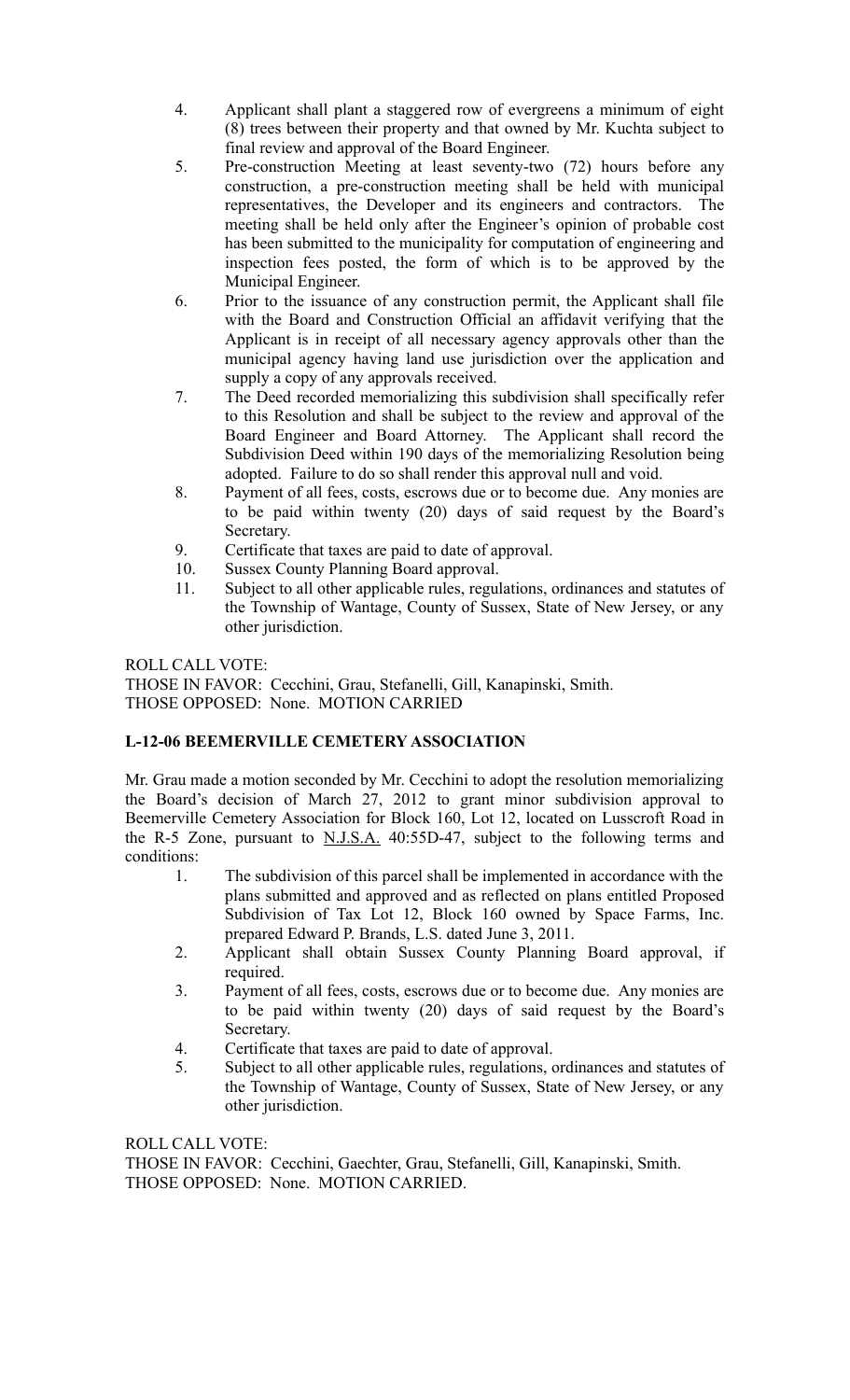4. Applicant shall plant a staggered row of evergreens a minimum of eight (8) trees between their property and that owned by Mr. Kuchta subject to final review and approval of the Board Engineer.
5. Pre-construction Meeting at least seventy-two (72) hours before any construction, a pre-construction meeting shall be held with municipal representatives, the Developer and its engineers and contractors. The meeting shall be held only after the Engineer's opinion of probable cost has been submitted to the municipality for computation of engineering and inspection fees posted, the form of which is to be approved by the Municipal Engineer.
6. Prior to the issuance of any construction permit, the Applicant shall file with the Board and Construction Official an affidavit verifying that the Applicant is in receipt of all necessary agency approvals other than the municipal agency having land use jurisdiction over the application and supply a copy of any approvals received.
7. The Deed recorded memorializing this subdivision shall specifically refer to this Resolution and shall be subject to the review and approval of the Board Engineer and Board Attorney. The Applicant shall record the Subdivision Deed within 190 days of the memorializing Resolution being adopted. Failure to do so shall render this approval null and void.
8. Payment of all fees, costs, escrows due or to become due. Any monies are to be paid within twenty (20) days of said request by the Board's Secretary.
9. Certificate that taxes are paid to date of approval.
10. Sussex County Planning Board approval.
11. Subject to all other applicable rules, regulations, ordinances and statutes of the Township of Wantage, County of Sussex, State of New Jersey, or any other jurisdiction.

ROLL CALL VOTE:
THOSE IN FAVOR: Cecchini, Grau, Stefanelli, Gill, Kanapinski, Smith.
THOSE OPPOSED: None. MOTION CARRIED

**L-12-06 BEEMERVILLE CEMETERY ASSOCIATION**

Mr. Grau made a motion seconded by Mr. Cecchini to adopt the resolution memorializing the Board's decision of March 27, 2012 to grant minor subdivision approval to Beemerville Cemetery Association for Block 160, Lot 12, located on Lusscroft Road in the R-5 Zone, pursuant to N.J.S.A. 40:55D-47, subject to the following terms and conditions:

1. The subdivision of this parcel shall be implemented in accordance with the plans submitted and approved and as reflected on plans entitled Proposed Subdivision of Tax Lot 12, Block 160 owned by Space Farms, Inc. prepared Edward P. Brands, L.S. dated June 3, 2011.
2. Applicant shall obtain Sussex County Planning Board approval, if required.
3. Payment of all fees, costs, escrows due or to become due. Any monies are to be paid within twenty (20) days of said request by the Board's Secretary.
4. Certificate that taxes are paid to date of approval.
5. Subject to all other applicable rules, regulations, ordinances and statutes of the Township of Wantage, County of Sussex, State of New Jersey, or any other jurisdiction.

ROLL CALL VOTE:
THOSE IN FAVOR: Cecchini, Gaechter, Grau, Stefanelli, Gill, Kanapinski, Smith.
THOSE OPPOSED: None. MOTION CARRIED.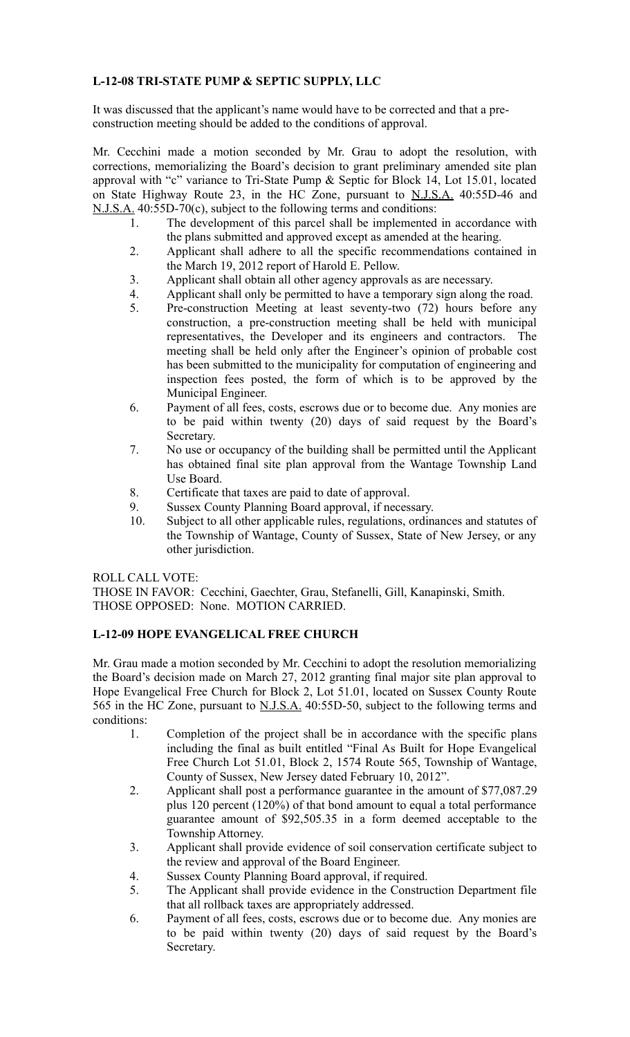**L-12-08 TRI-STATE PUMP & SEPTIC SUPPLY, LLC**

It was discussed that the applicant's name would have to be corrected and that a pre-construction meeting should be added to the conditions of approval.

Mr. Cecchini made a motion seconded by Mr. Grau to adopt the resolution, with corrections, memorializing the Board's decision to grant preliminary amended site plan approval with "c" variance to Tri-State Pump & Septic for Block 14, Lot 15.01, located on State Highway Route 23, in the HC Zone, pursuant to N.J.S.A. 40:55D-46 and N.J.S.A. 40:55D-70(c), subject to the following terms and conditions:

1. The development of this parcel shall be implemented in accordance with the plans submitted and approved except as amended at the hearing.
2. Applicant shall adhere to all the specific recommendations contained in the March 19, 2012 report of Harold E. Pellow.
3. Applicant shall obtain all other agency approvals as are necessary.
4. Applicant shall only be permitted to have a temporary sign along the road.
5. Pre-construction Meeting at least seventy-two (72) hours before any construction, a pre-construction meeting shall be held with municipal representatives, the Developer and its engineers and contractors. The meeting shall be held only after the Engineer's opinion of probable cost has been submitted to the municipality for computation of engineering and inspection fees posted, the form of which is to be approved by the Municipal Engineer.
6. Payment of all fees, costs, escrows due or to become due. Any monies are to be paid within twenty (20) days of said request by the Board's Secretary.
7. No use or occupancy of the building shall be permitted until the Applicant has obtained final site plan approval from the Wantage Township Land Use Board.
8. Certificate that taxes are paid to date of approval.
9. Sussex County Planning Board approval, if necessary.
10. Subject to all other applicable rules, regulations, ordinances and statutes of the Township of Wantage, County of Sussex, State of New Jersey, or any other jurisdiction.

ROLL CALL VOTE:
THOSE IN FAVOR: Cecchini, Gaechter, Grau, Stefanelli, Gill, Kanapinski, Smith.
THOSE OPPOSED: None. MOTION CARRIED.

**L-12-09 HOPE EVANGELICAL FREE CHURCH**

Mr. Grau made a motion seconded by Mr. Cecchini to adopt the resolution memorializing the Board's decision made on March 27, 2012 granting final major site plan approval to Hope Evangelical Free Church for Block 2, Lot 51.01, located on Sussex County Route 565 in the HC Zone, pursuant to N.J.S.A. 40:55D-50, subject to the following terms and conditions:

1. Completion of the project shall be in accordance with the specific plans including the final as built entitled "Final As Built for Hope Evangelical Free Church Lot 51.01, Block 2, 1574 Route 565, Township of Wantage, County of Sussex, New Jersey dated February 10, 2012".
2. Applicant shall post a performance guarantee in the amount of $77,087.29 plus 120 percent (120%) of that bond amount to equal a total performance guarantee amount of $92,505.35 in a form deemed acceptable to the Township Attorney.
3. Applicant shall provide evidence of soil conservation certificate subject to the review and approval of the Board Engineer.
4. Sussex County Planning Board approval, if required.
5. The Applicant shall provide evidence in the Construction Department file that all rollback taxes are appropriately addressed.
6. Payment of all fees, costs, escrows due or to become due. Any monies are to be paid within twenty (20) days of said request by the Board's Secretary.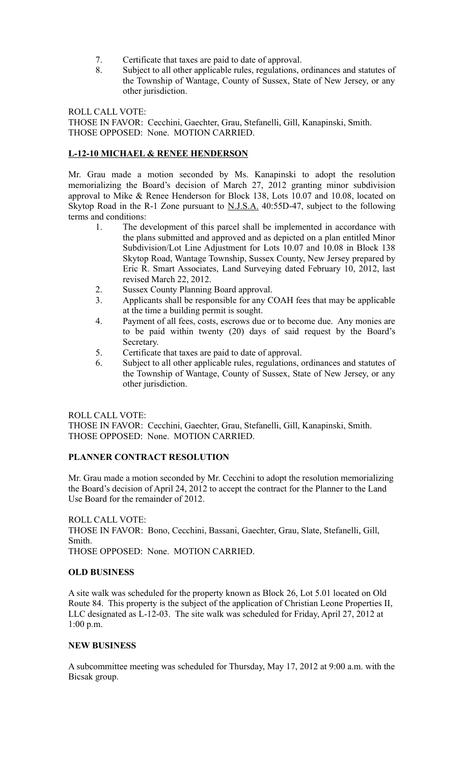7. Certificate that taxes are paid to date of approval.
8. Subject to all other applicable rules, regulations, ordinances and statutes of the Township of Wantage, County of Sussex, State of New Jersey, or any other jurisdiction.

ROLL CALL VOTE:
THOSE IN FAVOR: Cecchini, Gaechter, Grau, Stefanelli, Gill, Kanapinski, Smith.
THOSE OPPOSED: None. MOTION CARRIED.

**L-12-10 MICHAEL & RENEE HENDERSON**

Mr. Grau made a motion seconded by Ms. Kanapinski to adopt the resolution memorializing the Board's decision of March 27, 2012 granting minor subdivision approval to Mike & Renee Henderson for Block 138, Lots 10.07 and 10.08, located on Skytop Road in the R-1 Zone pursuant to N.J.S.A. 40:55D-47, subject to the following terms and conditions:

1. The development of this parcel shall be implemented in accordance with the plans submitted and approved and as depicted on a plan entitled Minor Subdivision/Lot Line Adjustment for Lots 10.07 and 10.08 in Block 138 Skytop Road, Wantage Township, Sussex County, New Jersey prepared by Eric R. Smart Associates, Land Surveying dated February 10, 2012, last revised March 22, 2012.
2. Sussex County Planning Board approval.
3. Applicants shall be responsible for any COAH fees that may be applicable at the time a building permit is sought.
4. Payment of all fees, costs, escrows due or to become due. Any monies are to be paid within twenty (20) days of said request by the Board's Secretary.
5. Certificate that taxes are paid to date of approval.
6. Subject to all other applicable rules, regulations, ordinances and statutes of the Township of Wantage, County of Sussex, State of New Jersey, or any other jurisdiction.

ROLL CALL VOTE:
THOSE IN FAVOR: Cecchini, Gaechter, Grau, Stefanelli, Gill, Kanapinski, Smith.
THOSE OPPOSED: None. MOTION CARRIED.

**PLANNER CONTRACT RESOLUTION**

Mr. Grau made a motion seconded by Mr. Cecchini to adopt the resolution memorializing the Board's decision of April 24, 2012 to accept the contract for the Planner to the Land Use Board for the remainder of 2012.

ROLL CALL VOTE:
THOSE IN FAVOR: Bono, Cecchini, Bassani, Gaechter, Grau, Slate, Stefanelli, Gill, Smith.
THOSE OPPOSED: None. MOTION CARRIED.

**OLD BUSINESS**

A site walk was scheduled for the property known as Block 26, Lot 5.01 located on Old Route 84. This property is the subject of the application of Christian Leone Properties II, LLC designated as L-12-03. The site walk was scheduled for Friday, April 27, 2012 at 1:00 p.m.

**NEW BUSINESS**

A subcommittee meeting was scheduled for Thursday, May 17, 2012 at 9:00 a.m. with the Bicsak group.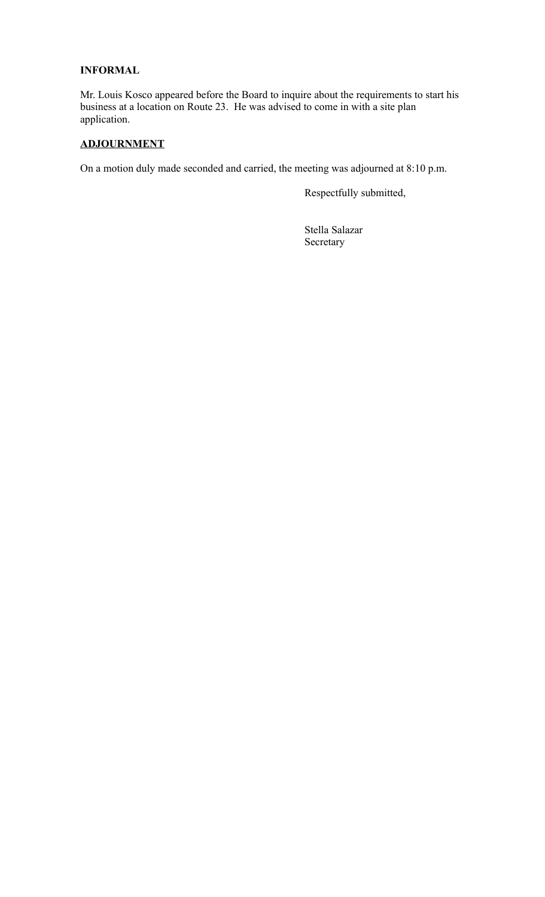**INFORMAL**

Mr. Louis Kosco appeared before the Board to inquire about the requirements to start his business at a location on Route 23. He was advised to come in with a site plan application.

**ADJOURNMENT**

On a motion duly made seconded and carried, the meeting was adjourned at 8:10 p.m.

Respectfully submitted,

Stella Salazar
Secretary